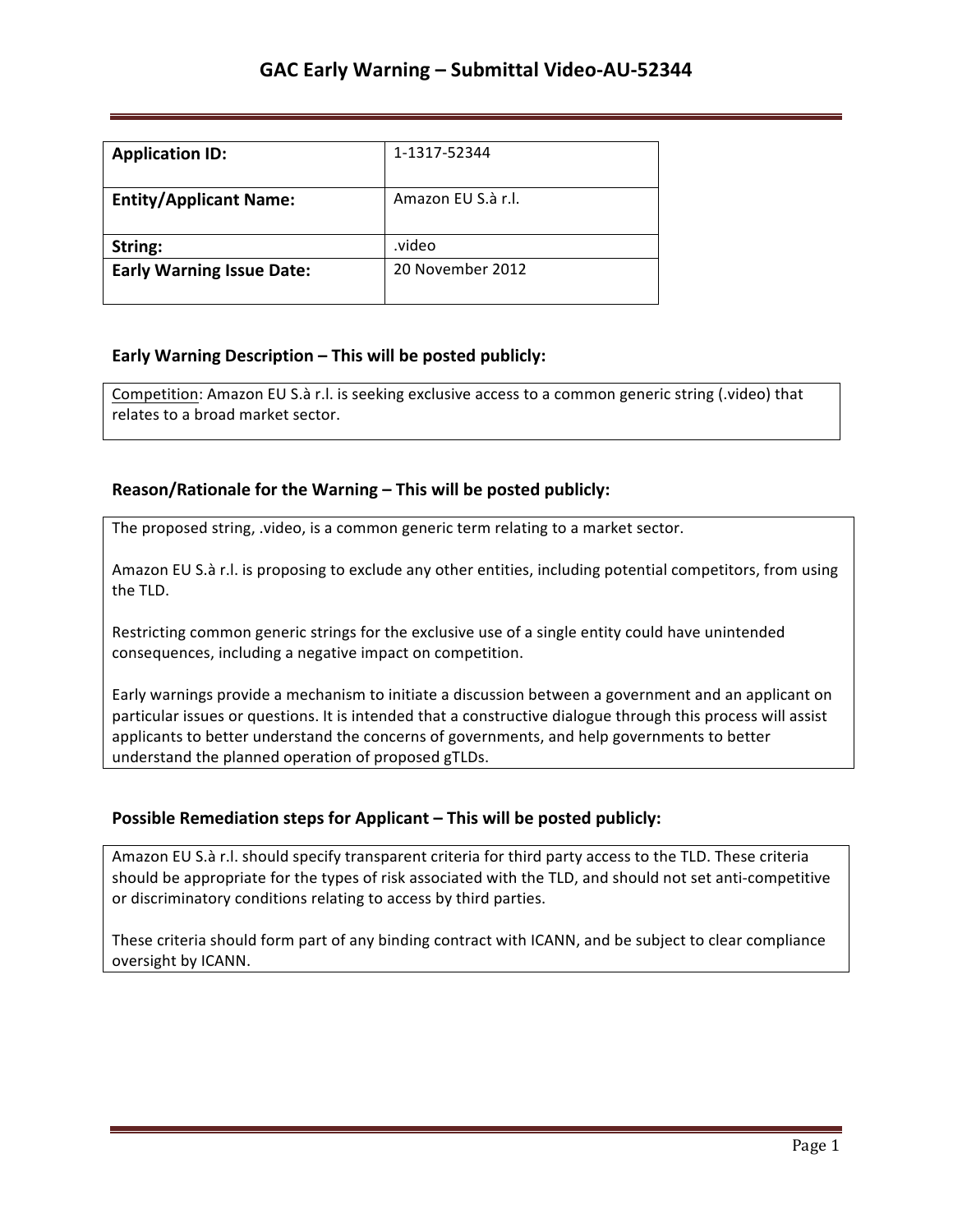# GAC Early Warning – Submittal Video-AU-52344

| | |
|---|---|
| **Application ID:** | 1-1317-52344 |
| **Entity/Applicant Name:** | Amazon EU S.à r.l. |
| **String:** | .video |
| **Early Warning Issue Date:** | 20 November 2012 |

### Early Warning Description – This will be posted publicly:

Competition: Amazon EU S.à r.l. is seeking exclusive access to a common generic string (.video) that relates to a broad market sector.

### Reason/Rationale for the Warning – This will be posted publicly:

The proposed string, .video, is a common generic term relating to a market sector.

Amazon EU S.à r.l. is proposing to exclude any other entities, including potential competitors, from using the TLD.

Restricting common generic strings for the exclusive use of a single entity could have unintended consequences, including a negative impact on competition.

Early warnings provide a mechanism to initiate a discussion between a government and an applicant on particular issues or questions. It is intended that a constructive dialogue through this process will assist applicants to better understand the concerns of governments, and help governments to better understand the planned operation of proposed gTLDs.

### Possible Remediation steps for Applicant – This will be posted publicly:

Amazon EU S.à r.l. should specify transparent criteria for third party access to the TLD. These criteria should be appropriate for the types of risk associated with the TLD, and should not set anti-competitive or discriminatory conditions relating to access by third parties.

These criteria should form part of any binding contract with ICANN, and be subject to clear compliance oversight by ICANN.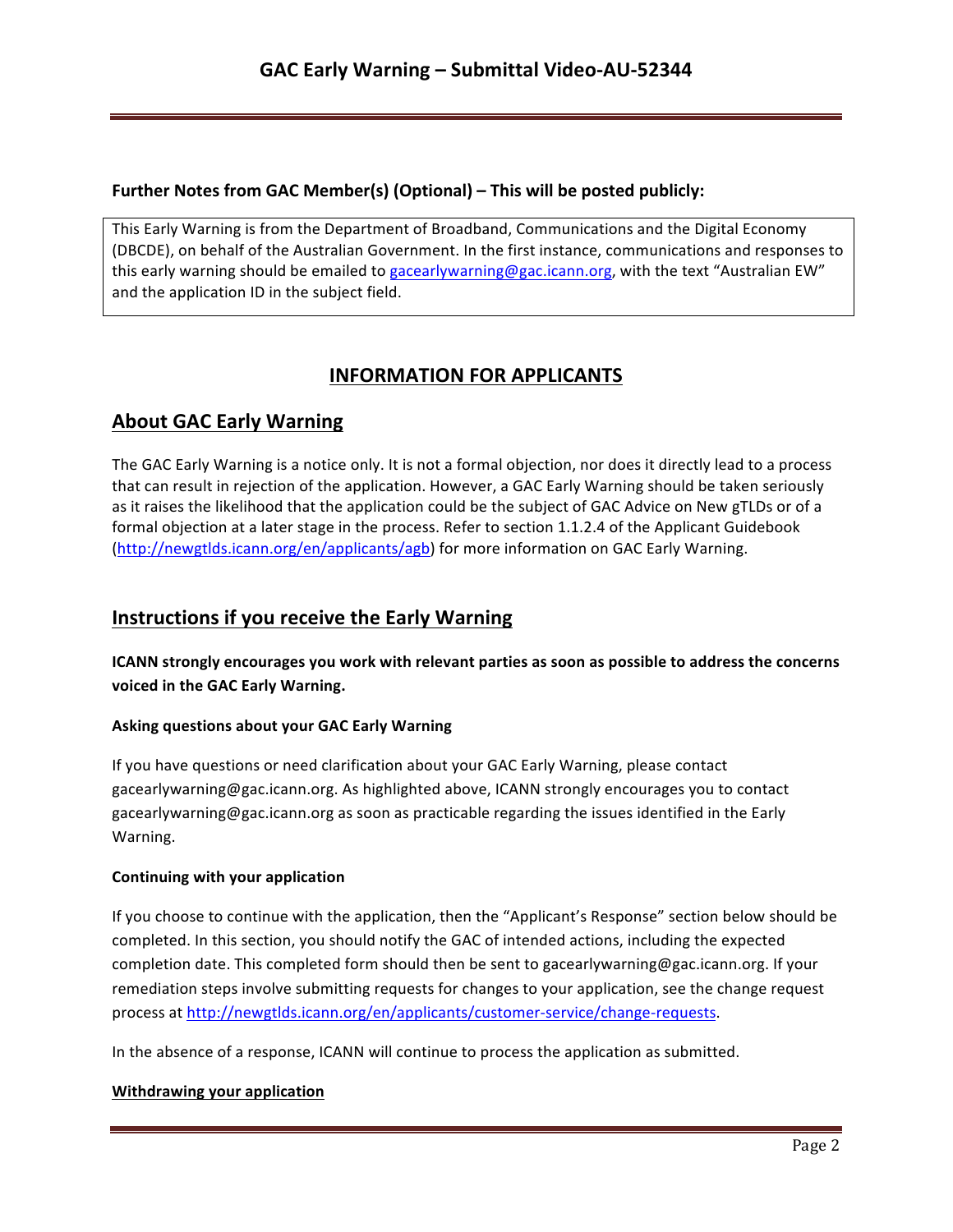**Further Notes from GAC Member(s) (Optional) – This will be posted publicly:**

This Early Warning is from the Department of Broadband, Communications and the Digital Economy (DBCDE), on behalf of the Australian Government. In the first instance, communications and responses to this early warning should be emailed to gacearlywarning@gac.icann.org, with the text "Australian EW" and the application ID in the subject field.

## INFORMATION FOR APPLICANTS

## About GAC Early Warning

The GAC Early Warning is a notice only. It is not a formal objection, nor does it directly lead to a process that can result in rejection of the application. However, a GAC Early Warning should be taken seriously as it raises the likelihood that the application could be the subject of GAC Advice on New gTLDs or of a formal objection at a later stage in the process. Refer to section 1.1.2.4 of the Applicant Guidebook (http://newgtlds.icann.org/en/applicants/agb) for more information on GAC Early Warning.

## Instructions if you receive the Early Warning

**ICANN strongly encourages you work with relevant parties as soon as possible to address the concerns voiced in the GAC Early Warning.**

### Asking questions about your GAC Early Warning

If you have questions or need clarification about your GAC Early Warning, please contact gacearlywarning@gac.icann.org. As highlighted above, ICANN strongly encourages you to contact gacearlywarning@gac.icann.org as soon as practicable regarding the issues identified in the Early Warning.

### Continuing with your application

If you choose to continue with the application, then the "Applicant's Response" section below should be completed. In this section, you should notify the GAC of intended actions, including the expected completion date. This completed form should then be sent to gacearlywarning@gac.icann.org. If your remediation steps involve submitting requests for changes to your application, see the change request process at http://newgtlds.icann.org/en/applicants/customer-service/change-requests.

In the absence of a response, ICANN will continue to process the application as submitted.

### Withdrawing your application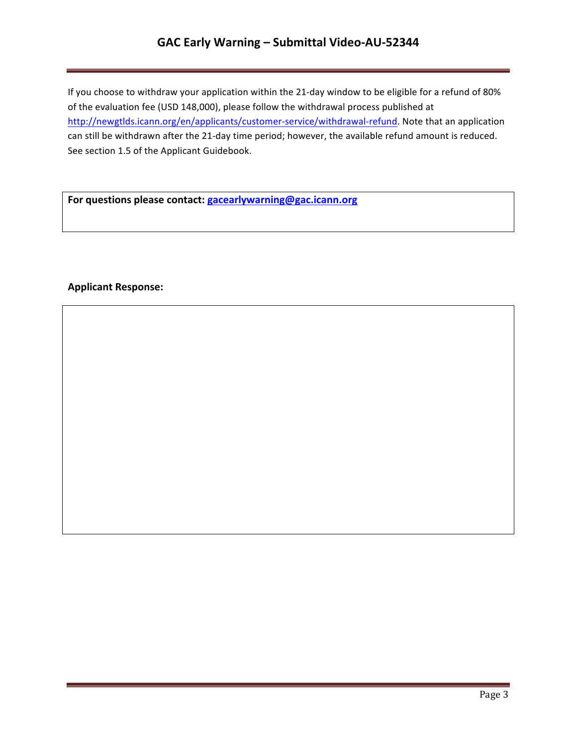If you choose to withdraw your application within the 21-day window to be eligible for a refund of 80% of the evaluation fee (USD 148,000), please follow the withdrawal process published at http://newgtlds.icann.org/en/applicants/customer-service/withdrawal-refund. Note that an application can still be withdrawn after the 21-day time period; however, the available refund amount is reduced. See section 1.5 of the Applicant Guidebook.

**For questions please contact: gacearlywarning@gac.icann.org**

**Applicant Response:**